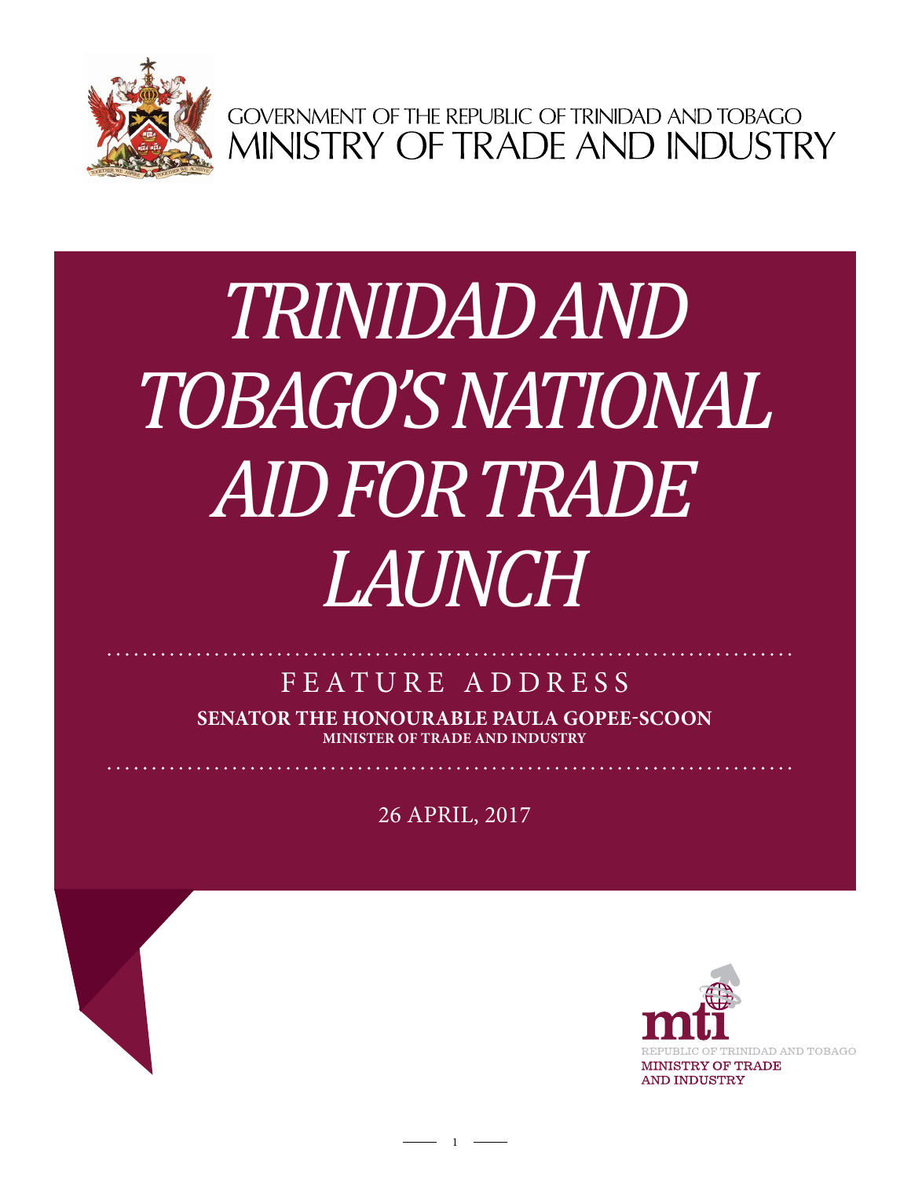GOVERNMENT OF THE REPUBLIC OF TRINIDAD AND TOBAGO
MINISTRY OF TRADE AND INDUSTRY

# *TRINIDAD AND TOBAGO'S NATIONAL AID FOR TRADE LAUNCH*

## FEATURE ADDRESS

**SENATOR THE HONOURABLE PAULA GOPEE-SCOON**
**MINISTER OF TRADE AND INDUSTRY**

26 APRIL, 2017

REPUBLIC OF TRINIDAD AND TOBAGO
MINISTRY OF TRADE AND INDUSTRY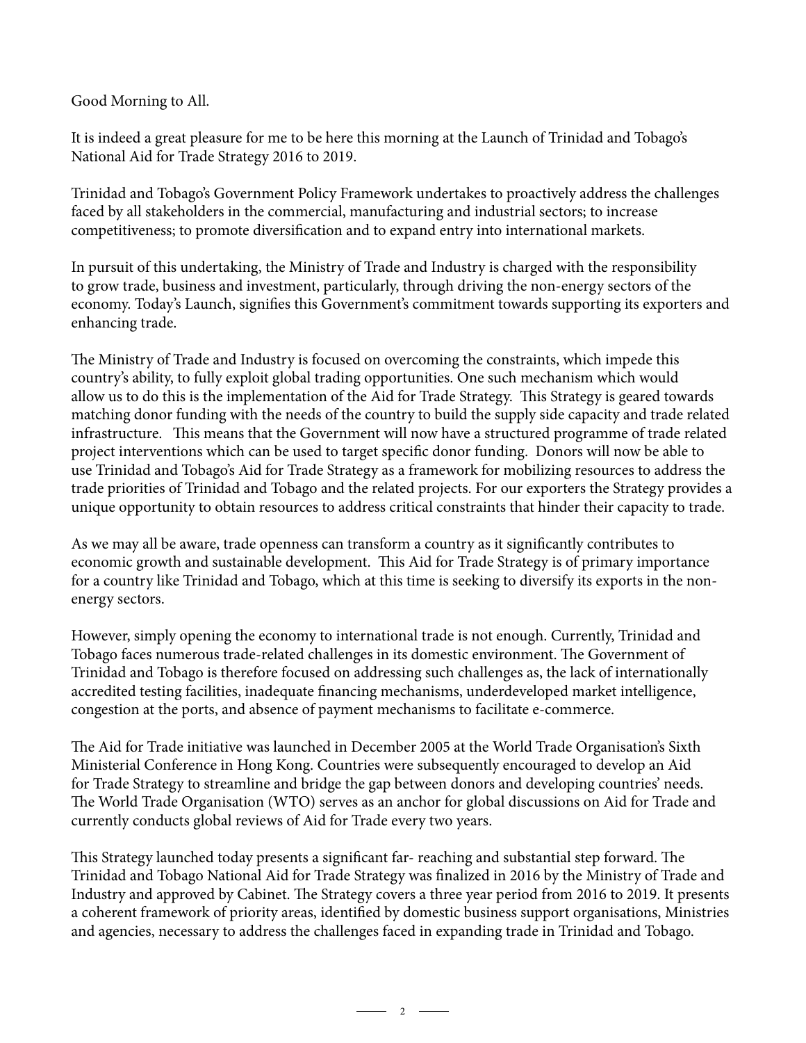Good Morning to All.

It is indeed a great pleasure for me to be here this morning at the Launch of Trinidad and Tobago's National Aid for Trade Strategy 2016 to 2019.

Trinidad and Tobago's Government Policy Framework undertakes to proactively address the challenges faced by all stakeholders in the commercial, manufacturing and industrial sectors; to increase competitiveness; to promote diversification and to expand entry into international markets.

In pursuit of this undertaking, the Ministry of Trade and Industry is charged with the responsibility to grow trade, business and investment, particularly, through driving the non-energy sectors of the economy. Today's Launch, signifies this Government's commitment towards supporting its exporters and enhancing trade.

The Ministry of Trade and Industry is focused on overcoming the constraints, which impede this country's ability, to fully exploit global trading opportunities. One such mechanism which would allow us to do this is the implementation of the Aid for Trade Strategy. This Strategy is geared towards matching donor funding with the needs of the country to build the supply side capacity and trade related infrastructure. This means that the Government will now have a structured programme of trade related project interventions which can be used to target specific donor funding. Donors will now be able to use Trinidad and Tobago's Aid for Trade Strategy as a framework for mobilizing resources to address the trade priorities of Trinidad and Tobago and the related projects. For our exporters the Strategy provides a unique opportunity to obtain resources to address critical constraints that hinder their capacity to trade.

As we may all be aware, trade openness can transform a country as it significantly contributes to economic growth and sustainable development. This Aid for Trade Strategy is of primary importance for a country like Trinidad and Tobago, which at this time is seeking to diversify its exports in the non-energy sectors.

However, simply opening the economy to international trade is not enough. Currently, Trinidad and Tobago faces numerous trade-related challenges in its domestic environment. The Government of Trinidad and Tobago is therefore focused on addressing such challenges as, the lack of internationally accredited testing facilities, inadequate financing mechanisms, underdeveloped market intelligence, congestion at the ports, and absence of payment mechanisms to facilitate e-commerce.

The Aid for Trade initiative was launched in December 2005 at the World Trade Organisation's Sixth Ministerial Conference in Hong Kong. Countries were subsequently encouraged to develop an Aid for Trade Strategy to streamline and bridge the gap between donors and developing countries' needs. The World Trade Organisation (WTO) serves as an anchor for global discussions on Aid for Trade and currently conducts global reviews of Aid for Trade every two years.

This Strategy launched today presents a significant far- reaching and substantial step forward. The Trinidad and Tobago National Aid for Trade Strategy was finalized in 2016 by the Ministry of Trade and Industry and approved by Cabinet. The Strategy covers a three year period from 2016 to 2019. It presents a coherent framework of priority areas, identified by domestic business support organisations, Ministries and agencies, necessary to address the challenges faced in expanding trade in Trinidad and Tobago.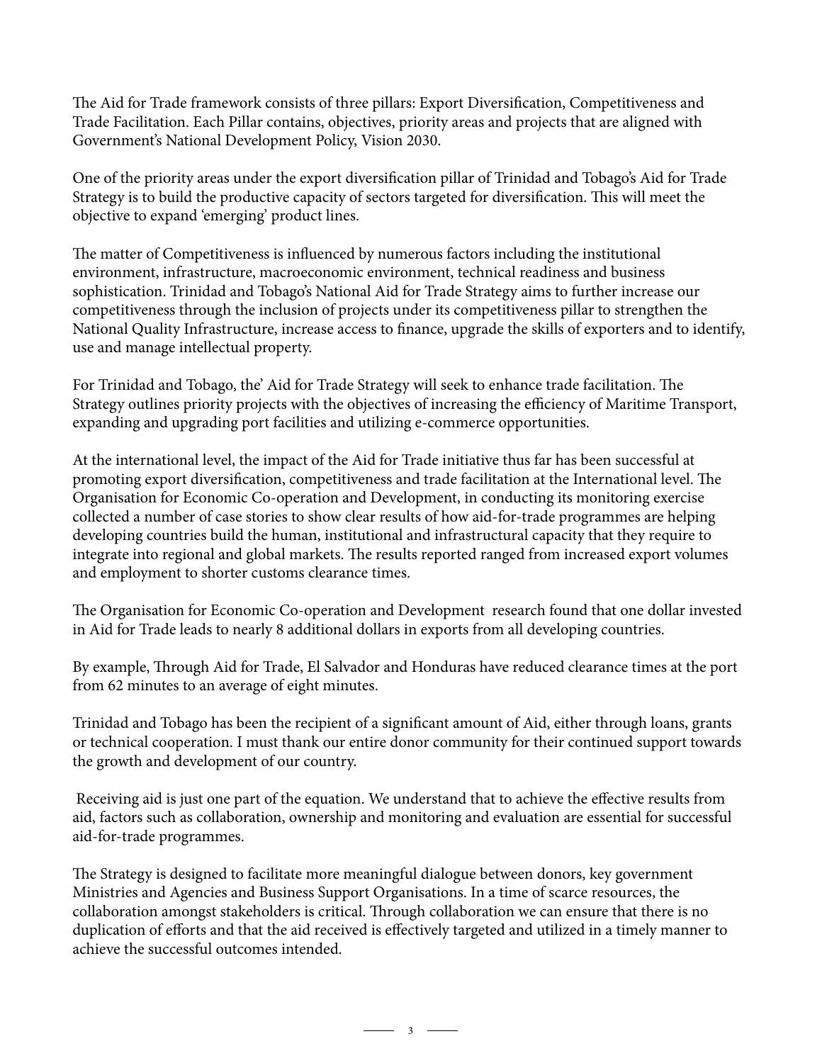The Aid for Trade framework consists of three pillars: Export Diversification, Competitiveness and Trade Facilitation. Each Pillar contains, objectives, priority areas and projects that are aligned with Government's National Development Policy, Vision 2030.

One of the priority areas under the export diversification pillar of Trinidad and Tobago's Aid for Trade Strategy is to build the productive capacity of sectors targeted for diversification. This will meet the objective to expand 'emerging' product lines.

The matter of Competitiveness is influenced by numerous factors including the institutional environment, infrastructure, macroeconomic environment, technical readiness and business sophistication. Trinidad and Tobago's National Aid for Trade Strategy aims to further increase our competitiveness through the inclusion of projects under its competitiveness pillar to strengthen the National Quality Infrastructure, increase access to finance, upgrade the skills of exporters and to identify, use and manage intellectual property.

For Trinidad and Tobago, the' Aid for Trade Strategy will seek to enhance trade facilitation. The Strategy outlines priority projects with the objectives of increasing the efficiency of Maritime Transport, expanding and upgrading port facilities and utilizing e-commerce opportunities.

At the international level, the impact of the Aid for Trade initiative thus far has been successful at promoting export diversification, competitiveness and trade facilitation at the International level. The Organisation for Economic Co-operation and Development, in conducting its monitoring exercise collected a number of case stories to show clear results of how aid-for-trade programmes are helping developing countries build the human, institutional and infrastructural capacity that they require to integrate into regional and global markets. The results reported ranged from increased export volumes and employment to shorter customs clearance times.

The Organisation for Economic Co-operation and Development research found that one dollar invested in Aid for Trade leads to nearly 8 additional dollars in exports from all developing countries.

By example, Through Aid for Trade, El Salvador and Honduras have reduced clearance times at the port from 62 minutes to an average of eight minutes.

Trinidad and Tobago has been the recipient of a significant amount of Aid, either through loans, grants or technical cooperation. I must thank our entire donor community for their continued support towards the growth and development of our country.

Receiving aid is just one part of the equation. We understand that to achieve the effective results from aid, factors such as collaboration, ownership and monitoring and evaluation are essential for successful aid-for-trade programmes.

The Strategy is designed to facilitate more meaningful dialogue between donors, key government Ministries and Agencies and Business Support Organisations. In a time of scarce resources, the collaboration amongst stakeholders is critical. Through collaboration we can ensure that there is no duplication of efforts and that the aid received is effectively targeted and utilized in a timely manner to achieve the successful outcomes intended.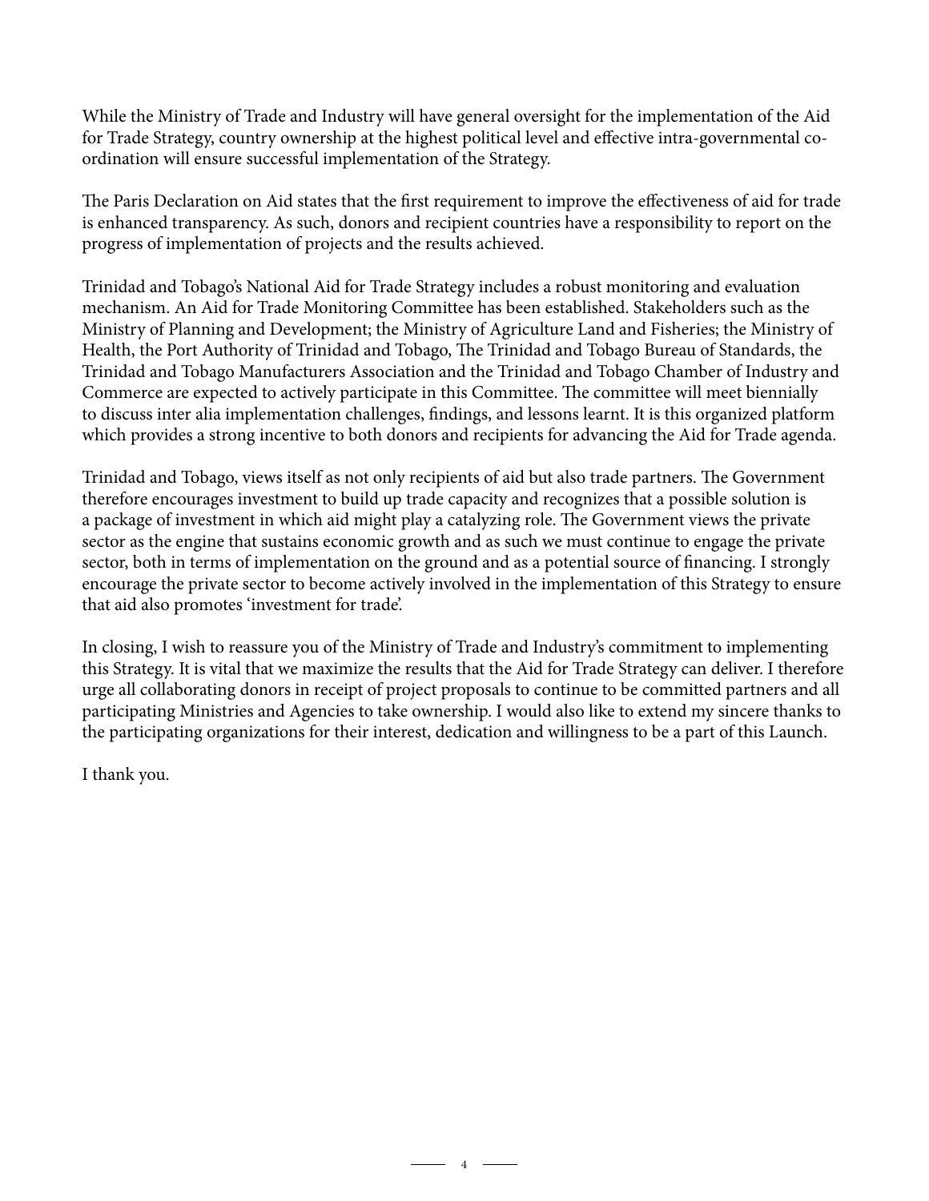While the Ministry of Trade and Industry will have general oversight for the implementation of the Aid for Trade Strategy, country ownership at the highest political level and effective intra-governmental co-ordination will ensure successful implementation of the Strategy.

The Paris Declaration on Aid states that the first requirement to improve the effectiveness of aid for trade is enhanced transparency. As such, donors and recipient countries have a responsibility to report on the progress of implementation of projects and the results achieved.

Trinidad and Tobago's National Aid for Trade Strategy includes a robust monitoring and evaluation mechanism. An Aid for Trade Monitoring Committee has been established. Stakeholders such as the Ministry of Planning and Development; the Ministry of Agriculture Land and Fisheries; the Ministry of Health, the Port Authority of Trinidad and Tobago, The Trinidad and Tobago Bureau of Standards, the Trinidad and Tobago Manufacturers Association and the Trinidad and Tobago Chamber of Industry and Commerce are expected to actively participate in this Committee. The committee will meet biennially to discuss inter alia implementation challenges, findings, and lessons learnt. It is this organized platform which provides a strong incentive to both donors and recipients for advancing the Aid for Trade agenda.

Trinidad and Tobago, views itself as not only recipients of aid but also trade partners. The Government therefore encourages investment to build up trade capacity and recognizes that a possible solution is a package of investment in which aid might play a catalyzing role. The Government views the private sector as the engine that sustains economic growth and as such we must continue to engage the private sector, both in terms of implementation on the ground and as a potential source of financing. I strongly encourage the private sector to become actively involved in the implementation of this Strategy to ensure that aid also promotes 'investment for trade'.

In closing, I wish to reassure you of the Ministry of Trade and Industry's commitment to implementing this Strategy. It is vital that we maximize the results that the Aid for Trade Strategy can deliver. I therefore urge all collaborating donors in receipt of project proposals to continue to be committed partners and all participating Ministries and Agencies to take ownership. I would also like to extend my sincere thanks to the participating organizations for their interest, dedication and willingness to be a part of this Launch.

I thank you.